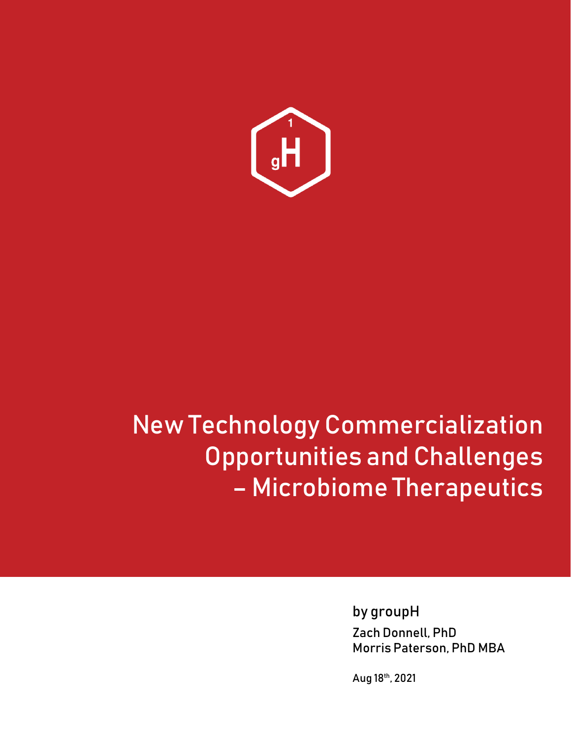# New Technology Commercialization Opportunities and Challenges – Microbiome Therapeutics

by groupH

Zach Donnell, PhD

Morris Paterson, PhD MBA

Aug 18th, 2021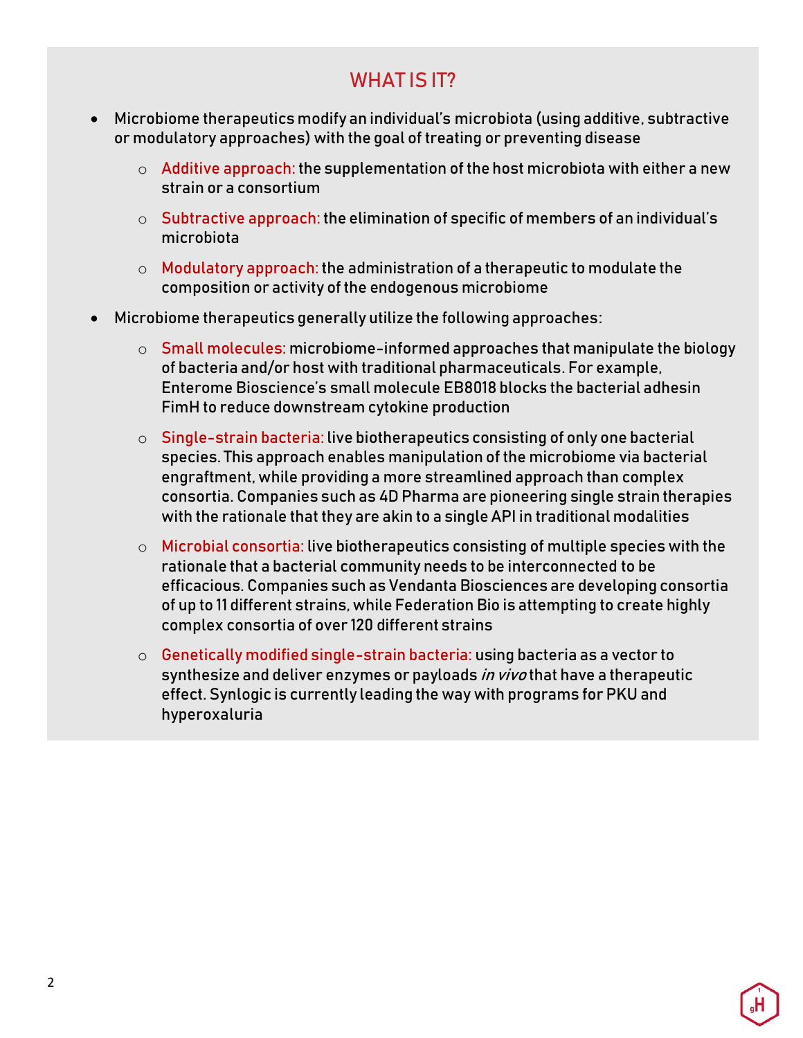## WHAT IS IT?

- Microbiome therapeutics modify an individual's microbiota (using additive, subtractive or modulatory approaches) with the goal of treating or preventing disease
    - Additive approach: the supplementation of the host microbiota with either a new strain or a consortium
    - Subtractive approach: the elimination of specific of members of an individual's microbiota
    - Modulatory approach: the administration of a therapeutic to modulate the composition or activity of the endogenous microbiome
- Microbiome therapeutics generally utilize the following approaches:
    - Small molecules: microbiome-informed approaches that manipulate the biology of bacteria and/or host with traditional pharmaceuticals. For example, Enterome Bioscience's small molecule EB8018 blocks the bacterial adhesin FimH to reduce downstream cytokine production
    - Single-strain bacteria: live biotherapeutics consisting of only one bacterial species. This approach enables manipulation of the microbiome via bacterial engraftment, while providing a more streamlined approach than complex consortia. Companies such as 4D Pharma are pioneering single strain therapies with the rationale that they are akin to a single API in traditional modalities
    - Microbial consortia: live biotherapeutics consisting of multiple species with the rationale that a bacterial community needs to be interconnected to be efficacious. Companies such as Vendanta Biosciences are developing consortia of up to 11 different strains, while Federation Bio is attempting to create highly complex consortia of over 120 different strains
    - Genetically modified single-strain bacteria: using bacteria as a vector to synthesize and deliver enzymes or payloads *in vivo* that have a therapeutic effect. Synlogic is currently leading the way with programs for PKU and hyperoxaluria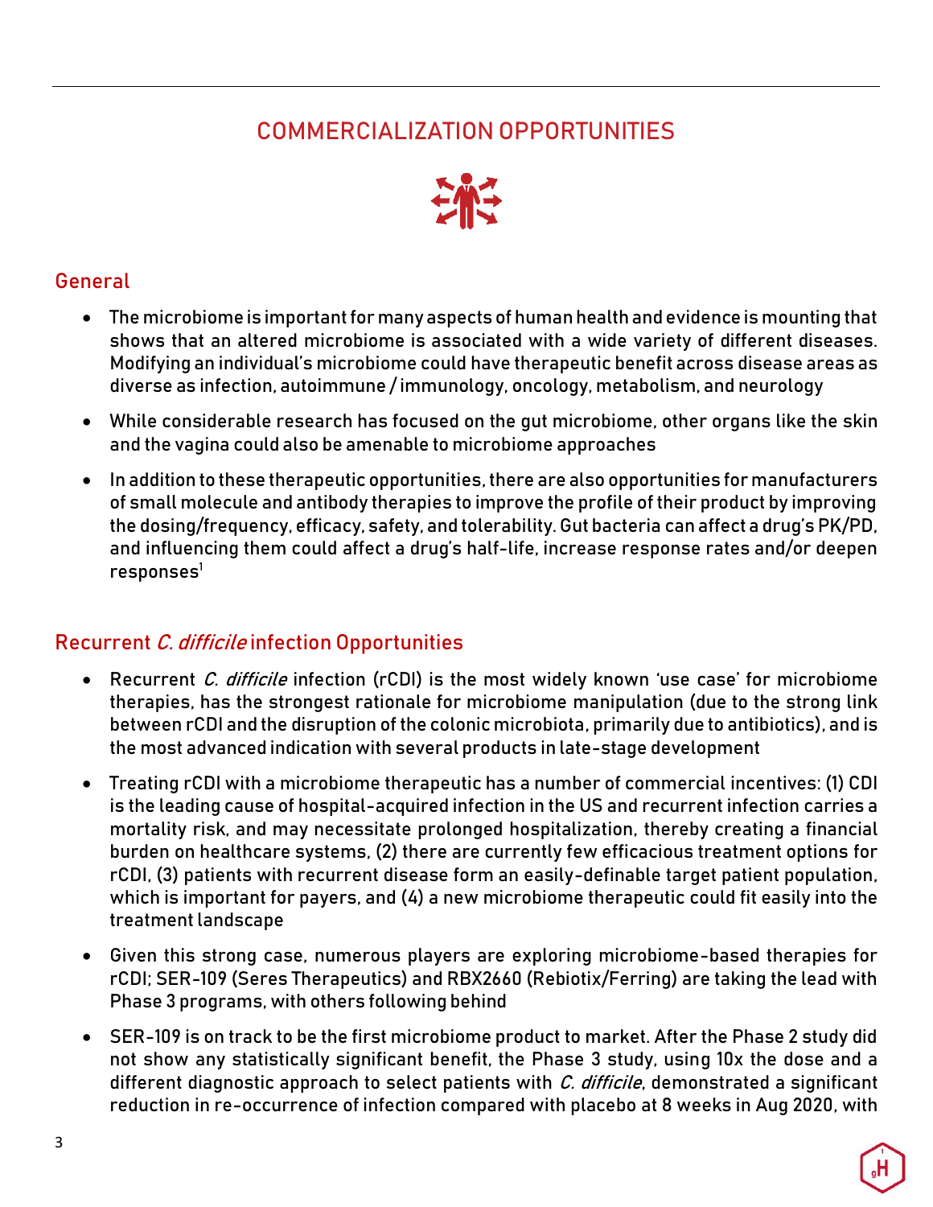# COMMERCIALIZATION OPPORTUNITIES

## General

- The microbiome is important for many aspects of human health and evidence is mounting that shows that an altered microbiome is associated with a wide variety of different diseases. Modifying an individual's microbiome could have therapeutic benefit across disease areas as diverse as infection, autoimmune / immunology, oncology, metabolism, and neurology
- While considerable research has focused on the gut microbiome, other organs like the skin and the vagina could also be amenable to microbiome approaches
- In addition to these therapeutic opportunities, there are also opportunities for manufacturers of small molecule and antibody therapies to improve the profile of their product by improving the dosing/frequency, efficacy, safety, and tolerability. Gut bacteria can affect a drug's PK/PD, and influencing them could affect a drug's half-life, increase response rates and/or deepen responses[1]

## Recurrent *C. difficile* infection Opportunities

- Recurrent *C. difficile* infection (rCDI) is the most widely known 'use case' for microbiome therapies, has the strongest rationale for microbiome manipulation (due to the strong link between rCDI and the disruption of the colonic microbiota, primarily due to antibiotics), and is the most advanced indication with several products in late-stage development
- Treating rCDI with a microbiome therapeutic has a number of commercial incentives: (1) CDI is the leading cause of hospital-acquired infection in the US and recurrent infection carries a mortality risk, and may necessitate prolonged hospitalization, thereby creating a financial burden on healthcare systems, (2) there are currently few efficacious treatment options for rCDI, (3) patients with recurrent disease form an easily-definable target patient population, which is important for payers, and (4) a new microbiome therapeutic could fit easily into the treatment landscape
- Given this strong case, numerous players are exploring microbiome-based therapies for rCDI; SER-109 (Seres Therapeutics) and RBX2660 (Rebiotix/Ferring) are taking the lead with Phase 3 programs, with others following behind
- SER-109 is on track to be the first microbiome product to market. After the Phase 2 study did not show any statistically significant benefit, the Phase 3 study, using 10x the dose and a different diagnostic approach to select patients with *C. difficile*, demonstrated a significant reduction in re-occurrence of infection compared with placebo at 8 weeks in Aug 2020, with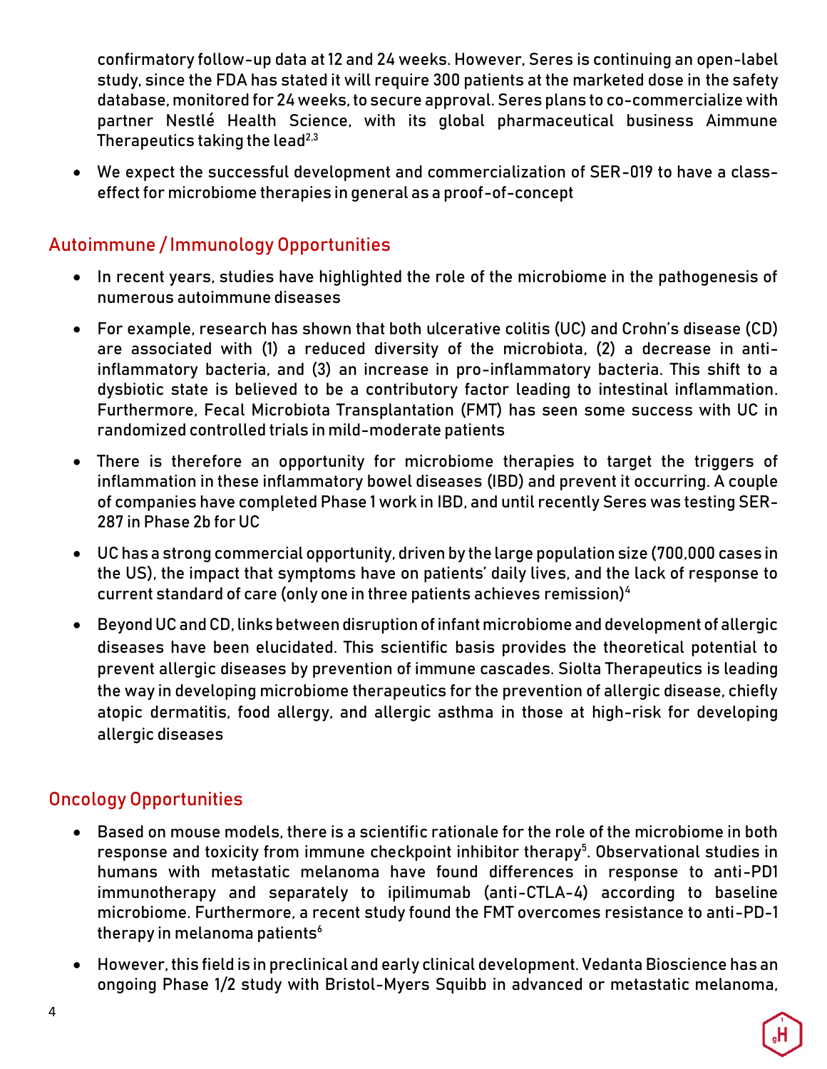confirmatory follow-up data at 12 and 24 weeks. However, Seres is continuing an open-label study, since the FDA has stated it will require 300 patients at the marketed dose in the safety database, monitored for 24 weeks, to secure approval. Seres plans to co-commercialize with partner Nestlé Health Science, with its global pharmaceutical business Aimmune Therapeutics taking the lead[2,3]

- We expect the successful development and commercialization of SER-019 to have a class-effect for microbiome therapies in general as a proof-of-concept

## Autoimmune / Immunology Opportunities

- In recent years, studies have highlighted the role of the microbiome in the pathogenesis of numerous autoimmune diseases
- For example, research has shown that both ulcerative colitis (UC) and Crohn's disease (CD) are associated with (1) a reduced diversity of the microbiota, (2) a decrease in anti-inflammatory bacteria, and (3) an increase in pro-inflammatory bacteria. This shift to a dysbiotic state is believed to be a contributory factor leading to intestinal inflammation. Furthermore, Fecal Microbiota Transplantation (FMT) has seen some success with UC in randomized controlled trials in mild-moderate patients
- There is therefore an opportunity for microbiome therapies to target the triggers of inflammation in these inflammatory bowel diseases (IBD) and prevent it occurring. A couple of companies have completed Phase 1 work in IBD, and until recently Seres was testing SER-287 in Phase 2b for UC
- UC has a strong commercial opportunity, driven by the large population size (700,000 cases in the US), the impact that symptoms have on patients' daily lives, and the lack of response to current standard of care (only one in three patients achieves remission)[4]
- Beyond UC and CD, links between disruption of infant microbiome and development of allergic diseases have been elucidated. This scientific basis provides the theoretical potential to prevent allergic diseases by prevention of immune cascades. Siolta Therapeutics is leading the way in developing microbiome therapeutics for the prevention of allergic disease, chiefly atopic dermatitis, food allergy, and allergic asthma in those at high-risk for developing allergic diseases

## Oncology Opportunities

- Based on mouse models, there is a scientific rationale for the role of the microbiome in both response and toxicity from immune checkpoint inhibitor therapy[5]. Observational studies in humans with metastatic melanoma have found differences in response to anti-PD1 immunotherapy and separately to ipilimumab (anti-CTLA-4) according to baseline microbiome. Furthermore, a recent study found the FMT overcomes resistance to anti-PD-1 therapy in melanoma patients[6]
- However, this field is in preclinical and early clinical development. Vedanta Bioscience has an ongoing Phase 1/2 study with Bristol-Myers Squibb in advanced or metastatic melanoma,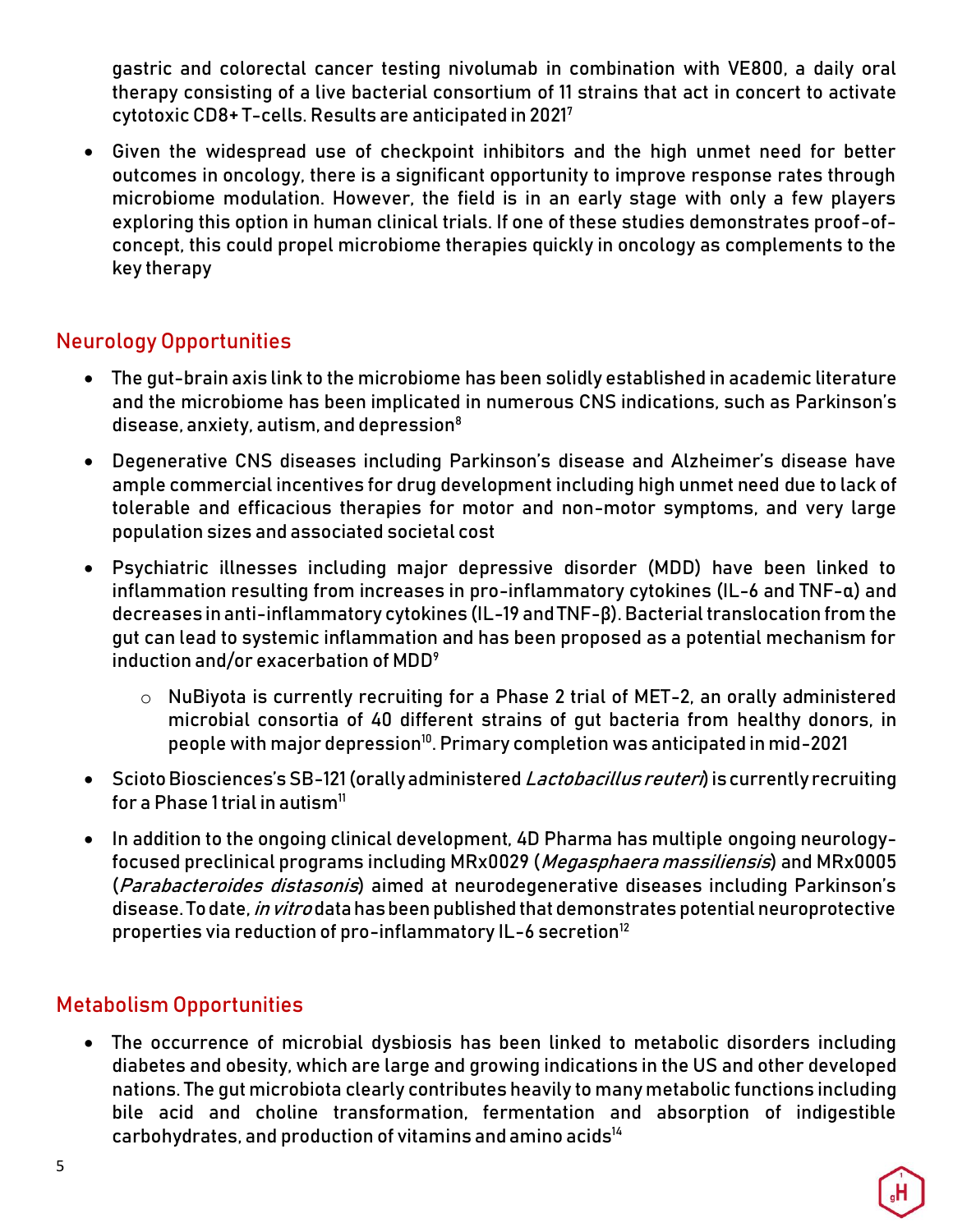gastric and colorectal cancer testing nivolumab in combination with VE800, a daily oral therapy consisting of a live bacterial consortium of 11 strains that act in concert to activate cytotoxic CD8+ T-cells. Results are anticipated in 2021[7]

- Given the widespread use of checkpoint inhibitors and the high unmet need for better outcomes in oncology, there is a significant opportunity to improve response rates through microbiome modulation. However, the field is in an early stage with only a few players exploring this option in human clinical trials. If one of these studies demonstrates proof-of-concept, this could propel microbiome therapies quickly in oncology as complements to the key therapy

## Neurology Opportunities

- The gut-brain axis link to the microbiome has been solidly established in academic literature and the microbiome has been implicated in numerous CNS indications, such as Parkinson's disease, anxiety, autism, and depression[8]
- Degenerative CNS diseases including Parkinson's disease and Alzheimer's disease have ample commercial incentives for drug development including high unmet need due to lack of tolerable and efficacious therapies for motor and non-motor symptoms, and very large population sizes and associated societal cost
- Psychiatric illnesses including major depressive disorder (MDD) have been linked to inflammation resulting from increases in pro-inflammatory cytokines (IL-6 and TNF-α) and decreases in anti-inflammatory cytokines (IL-19 and TNF-β). Bacterial translocation from the gut can lead to systemic inflammation and has been proposed as a potential mechanism for induction and/or exacerbation of MDD[9]
  - NuBiyota is currently recruiting for a Phase 2 trial of MET-2, an orally administered microbial consortia of 40 different strains of gut bacteria from healthy donors, in people with major depression[10]. Primary completion was anticipated in mid-2021
- Scioto Biosciences's SB-121 (orally administered *Lactobacillus reuteri*) is currently recruiting for a Phase 1 trial in autism[11]
- In addition to the ongoing clinical development, 4D Pharma has multiple ongoing neurology-focused preclinical programs including MRx0029 (*Megasphaera massiliensis*) and MRx0005 (*Parabacteroides distasonis*) aimed at neurodegenerative diseases including Parkinson's disease. To date, *in vitro* data has been published that demonstrates potential neuroprotective properties via reduction of pro-inflammatory IL-6 secretion[12]

## Metabolism Opportunities

- The occurrence of microbial dysbiosis has been linked to metabolic disorders including diabetes and obesity, which are large and growing indications in the US and other developed nations. The gut microbiota clearly contributes heavily to many metabolic functions including bile acid and choline transformation, fermentation and absorption of indigestible carbohydrates, and production of vitamins and amino acids[14]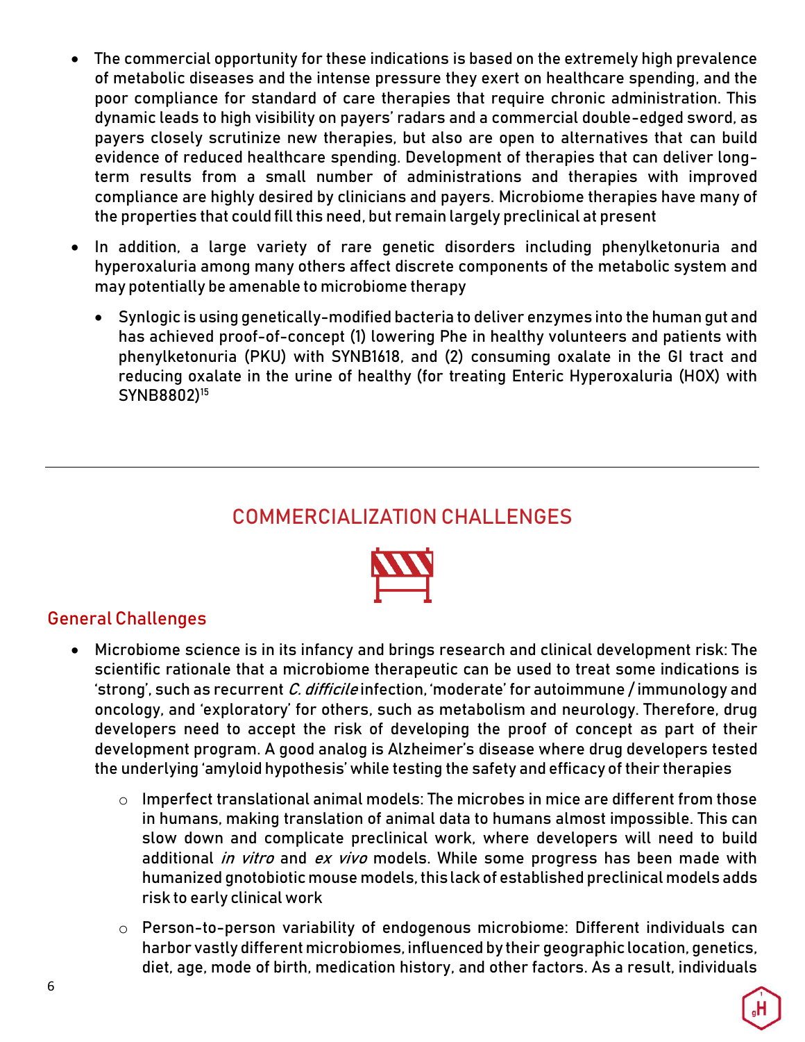- The commercial opportunity for these indications is based on the extremely high prevalence of metabolic diseases and the intense pressure they exert on healthcare spending, and the poor compliance for standard of care therapies that require chronic administration. This dynamic leads to high visibility on payers' radars and a commercial double-edged sword, as payers closely scrutinize new therapies, but also are open to alternatives that can build evidence of reduced healthcare spending. Development of therapies that can deliver long-term results from a small number of administrations and therapies with improved compliance are highly desired by clinicians and payers. Microbiome therapies have many of the properties that could fill this need, but remain largely preclinical at present
- In addition, a large variety of rare genetic disorders including phenylketonuria and hyperoxaluria among many others affect discrete components of the metabolic system and may potentially be amenable to microbiome therapy
  - Synlogic is using genetically-modified bacteria to deliver enzymes into the human gut and has achieved proof-of-concept (1) lowering Phe in healthy volunteers and patients with phenylketonuria (PKU) with SYNB1618, and (2) consuming oxalate in the GI tract and reducing oxalate in the urine of healthy (for treating Enteric Hyperoxaluria (HOX) with SYNB8802)[15]

---

## COMMERCIALIZATION CHALLENGES

### General Challenges

- Microbiome science is in its infancy and brings research and clinical development risk: The scientific rationale that a microbiome therapeutic can be used to treat some indications is 'strong', such as recurrent *C. difficile* infection, 'moderate' for autoimmune / immunology and oncology, and 'exploratory' for others, such as metabolism and neurology. Therefore, drug developers need to accept the risk of developing the proof of concept as part of their development program. A good analog is Alzheimer's disease where drug developers tested the underlying 'amyloid hypothesis' while testing the safety and efficacy of their therapies
  - Imperfect translational animal models: The microbes in mice are different from those in humans, making translation of animal data to humans almost impossible. This can slow down and complicate preclinical work, where developers will need to build additional *in vitro* and *ex vivo* models. While some progress has been made with humanized gnotobiotic mouse models, this lack of established preclinical models adds risk to early clinical work
  - Person-to-person variability of endogenous microbiome: Different individuals can harbor vastly different microbiomes, influenced by their geographic location, genetics, diet, age, mode of birth, medication history, and other factors. As a result, individuals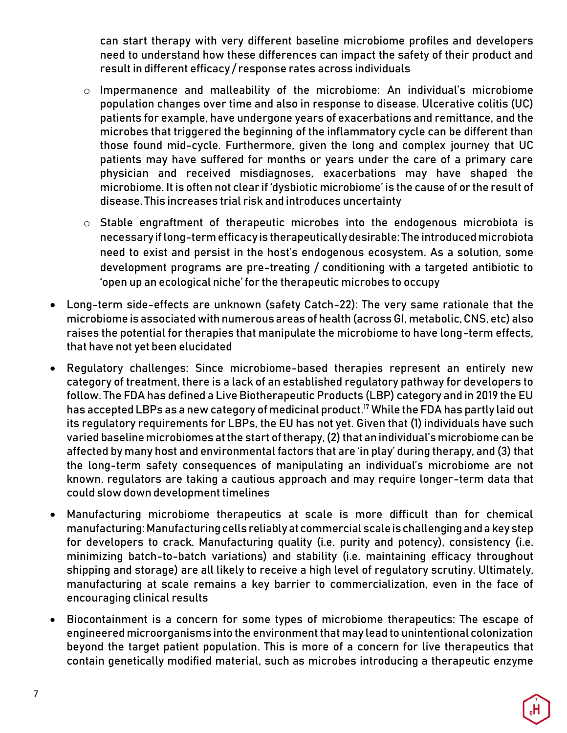can start therapy with very different baseline microbiome profiles and developers need to understand how these differences can impact the safety of their product and result in different efficacy / response rates across individuals

  - Impermanence and malleability of the microbiome: An individual's microbiome population changes over time and also in response to disease. Ulcerative colitis (UC) patients for example, have undergone years of exacerbations and remittance, and the microbes that triggered the beginning of the inflammatory cycle can be different than those found mid-cycle. Furthermore, given the long and complex journey that UC patients may have suffered for months or years under the care of a primary care physician and received misdiagnoses, exacerbations may have shaped the microbiome. It is often not clear if 'dysbiotic microbiome' is the cause of or the result of disease. This increases trial risk and introduces uncertainty
  - Stable engraftment of therapeutic microbes into the endogenous microbiota is necessary if long-term efficacy is therapeutically desirable: The introduced microbiota need to exist and persist in the host's endogenous ecosystem. As a solution, some development programs are pre-treating / conditioning with a targeted antibiotic to 'open up an ecological niche' for the therapeutic microbes to occupy

- Long-term side-effects are unknown (safety Catch-22): The very same rationale that the microbiome is associated with numerous areas of health (across GI, metabolic, CNS, etc) also raises the potential for therapies that manipulate the microbiome to have long-term effects, that have not yet been elucidated
- Regulatory challenges: Since microbiome-based therapies represent an entirely new category of treatment, there is a lack of an established regulatory pathway for developers to follow. The FDA has defined a Live Biotherapeutic Products (LBP) category and in 2019 the EU has accepted LBPs as a new category of medicinal product.[17] While the FDA has partly laid out its regulatory requirements for LBPs, the EU has not yet. Given that (1) individuals have such varied baseline microbiomes at the start of therapy, (2) that an individual's microbiome can be affected by many host and environmental factors that are 'in play' during therapy, and (3) that the long-term safety consequences of manipulating an individual's microbiome are not known, regulators are taking a cautious approach and may require longer-term data that could slow down development timelines
- Manufacturing microbiome therapeutics at scale is more difficult than for chemical manufacturing: Manufacturing cells reliably at commercial scale is challenging and a key step for developers to crack. Manufacturing quality (i.e. purity and potency), consistency (i.e. minimizing batch-to-batch variations) and stability (i.e. maintaining efficacy throughout shipping and storage) are all likely to receive a high level of regulatory scrutiny. Ultimately, manufacturing at scale remains a key barrier to commercialization, even in the face of encouraging clinical results
- Biocontainment is a concern for some types of microbiome therapeutics: The escape of engineered microorganisms into the environment that may lead to unintentional colonization beyond the target patient population. This is more of a concern for live therapeutics that contain genetically modified material, such as microbes introducing a therapeutic enzyme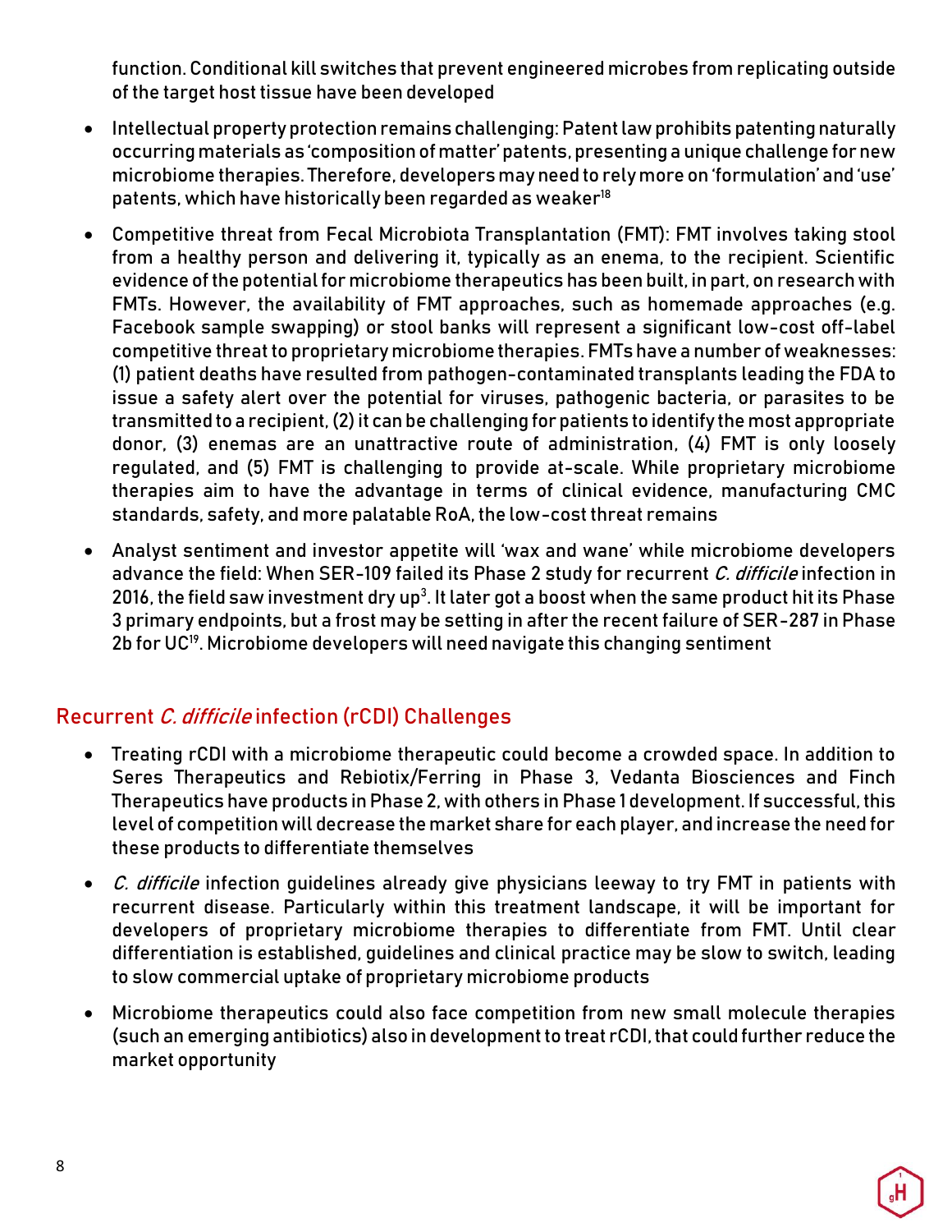function. Conditional kill switches that prevent engineered microbes from replicating outside of the target host tissue have been developed

- Intellectual property protection remains challenging: Patent law prohibits patenting naturally occurring materials as 'composition of matter' patents, presenting a unique challenge for new microbiome therapies. Therefore, developers may need to rely more on 'formulation' and 'use' patents, which have historically been regarded as weaker[18]
- Competitive threat from Fecal Microbiota Transplantation (FMT): FMT involves taking stool from a healthy person and delivering it, typically as an enema, to the recipient. Scientific evidence of the potential for microbiome therapeutics has been built, in part, on research with FMTs. However, the availability of FMT approaches, such as homemade approaches (e.g. Facebook sample swapping) or stool banks will represent a significant low-cost off-label competitive threat to proprietary microbiome therapies. FMTs have a number of weaknesses: (1) patient deaths have resulted from pathogen-contaminated transplants leading the FDA to issue a safety alert over the potential for viruses, pathogenic bacteria, or parasites to be transmitted to a recipient, (2) it can be challenging for patients to identify the most appropriate donor, (3) enemas are an unattractive route of administration, (4) FMT is only loosely regulated, and (5) FMT is challenging to provide at-scale. While proprietary microbiome therapies aim to have the advantage in terms of clinical evidence, manufacturing CMC standards, safety, and more palatable RoA, the low-cost threat remains
- Analyst sentiment and investor appetite will 'wax and wane' while microbiome developers advance the field: When SER-109 failed its Phase 2 study for recurrent *C. difficile* infection in 2016, the field saw investment dry up[3]. It later got a boost when the same product hit its Phase 3 primary endpoints, but a frost may be setting in after the recent failure of SER-287 in Phase 2b for UC[19]. Microbiome developers will need navigate this changing sentiment

## Recurrent *C. difficile* infection (rCDI) Challenges

- Treating rCDI with a microbiome therapeutic could become a crowded space. In addition to Seres Therapeutics and Rebiotix/Ferring in Phase 3, Vedanta Biosciences and Finch Therapeutics have products in Phase 2, with others in Phase 1 development. If successful, this level of competition will decrease the market share for each player, and increase the need for these products to differentiate themselves
- *C. difficile* infection guidelines already give physicians leeway to try FMT in patients with recurrent disease. Particularly within this treatment landscape, it will be important for developers of proprietary microbiome therapies to differentiate from FMT. Until clear differentiation is established, guidelines and clinical practice may be slow to switch, leading to slow commercial uptake of proprietary microbiome products
- Microbiome therapeutics could also face competition from new small molecule therapies (such an emerging antibiotics) also in development to treat rCDI, that could further reduce the market opportunity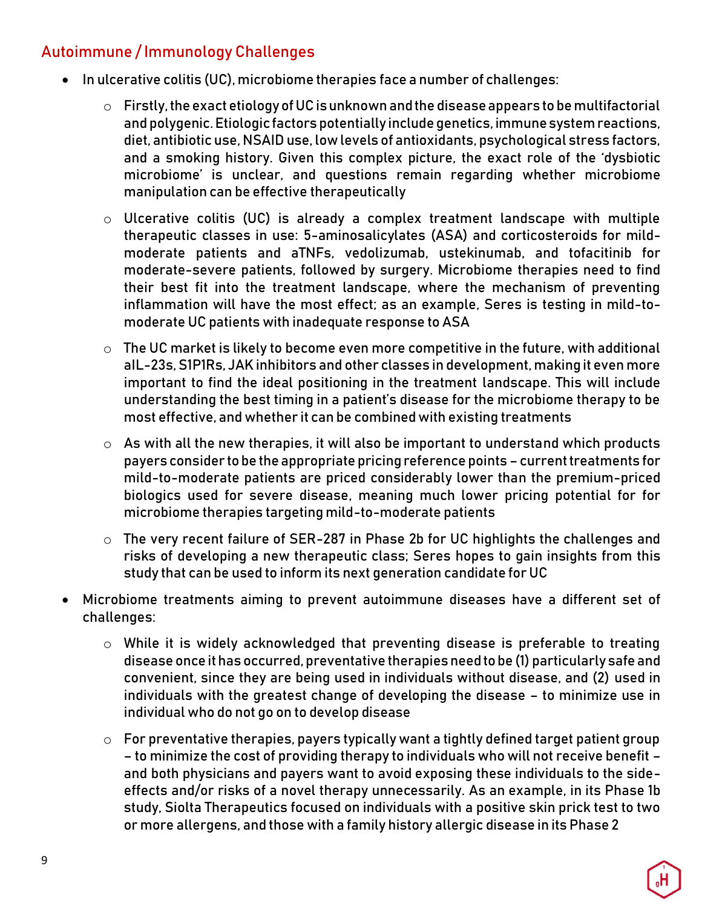## Autoimmune / Immunology Challenges

- In ulcerative colitis (UC), microbiome therapies face a number of challenges:
  - Firstly, the exact etiology of UC is unknown and the disease appears to be multifactorial and polygenic. Etiologic factors potentially include genetics, immune system reactions, diet, antibiotic use, NSAID use, low levels of antioxidants, psychological stress factors, and a smoking history. Given this complex picture, the exact role of the 'dysbiotic microbiome' is unclear, and questions remain regarding whether microbiome manipulation can be effective therapeutically
  - Ulcerative colitis (UC) is already a complex treatment landscape with multiple therapeutic classes in use: 5-aminosalicylates (ASA) and corticosteroids for mild-moderate patients and aTNFs, vedolizumab, ustekinumab, and tofacitinib for moderate-severe patients, followed by surgery. Microbiome therapies need to find their best fit into the treatment landscape, where the mechanism of preventing inflammation will have the most effect; as an example, Seres is testing in mild-to-moderate UC patients with inadequate response to ASA
  - The UC market is likely to become even more competitive in the future, with additional aIL-23s, S1P1Rs, JAK inhibitors and other classes in development, making it even more important to find the ideal positioning in the treatment landscape. This will include understanding the best timing in a patient's disease for the microbiome therapy to be most effective, and whether it can be combined with existing treatments
  - As with all the new therapies, it will also be important to understand which products payers consider to be the appropriate pricing reference points – current treatments for mild-to-moderate patients are priced considerably lower than the premium-priced biologics used for severe disease, meaning much lower pricing potential for for microbiome therapies targeting mild-to-moderate patients
  - The very recent failure of SER-287 in Phase 2b for UC highlights the challenges and risks of developing a new therapeutic class; Seres hopes to gain insights from this study that can be used to inform its next generation candidate for UC
- Microbiome treatments aiming to prevent autoimmune diseases have a different set of challenges:
  - While it is widely acknowledged that preventing disease is preferable to treating disease once it has occurred, preventative therapies need to be (1) particularly safe and convenient, since they are being used in individuals without disease, and (2) used in individuals with the greatest change of developing the disease – to minimize use in individual who do not go on to develop disease
  - For preventative therapies, payers typically want a tightly defined target patient group – to minimize the cost of providing therapy to individuals who will not receive benefit – and both physicians and payers want to avoid exposing these individuals to the side-effects and/or risks of a novel therapy unnecessarily. As an example, in its Phase 1b study, Siolta Therapeutics focused on individuals with a positive skin prick test to two or more allergens, and those with a family history allergic disease in its Phase 2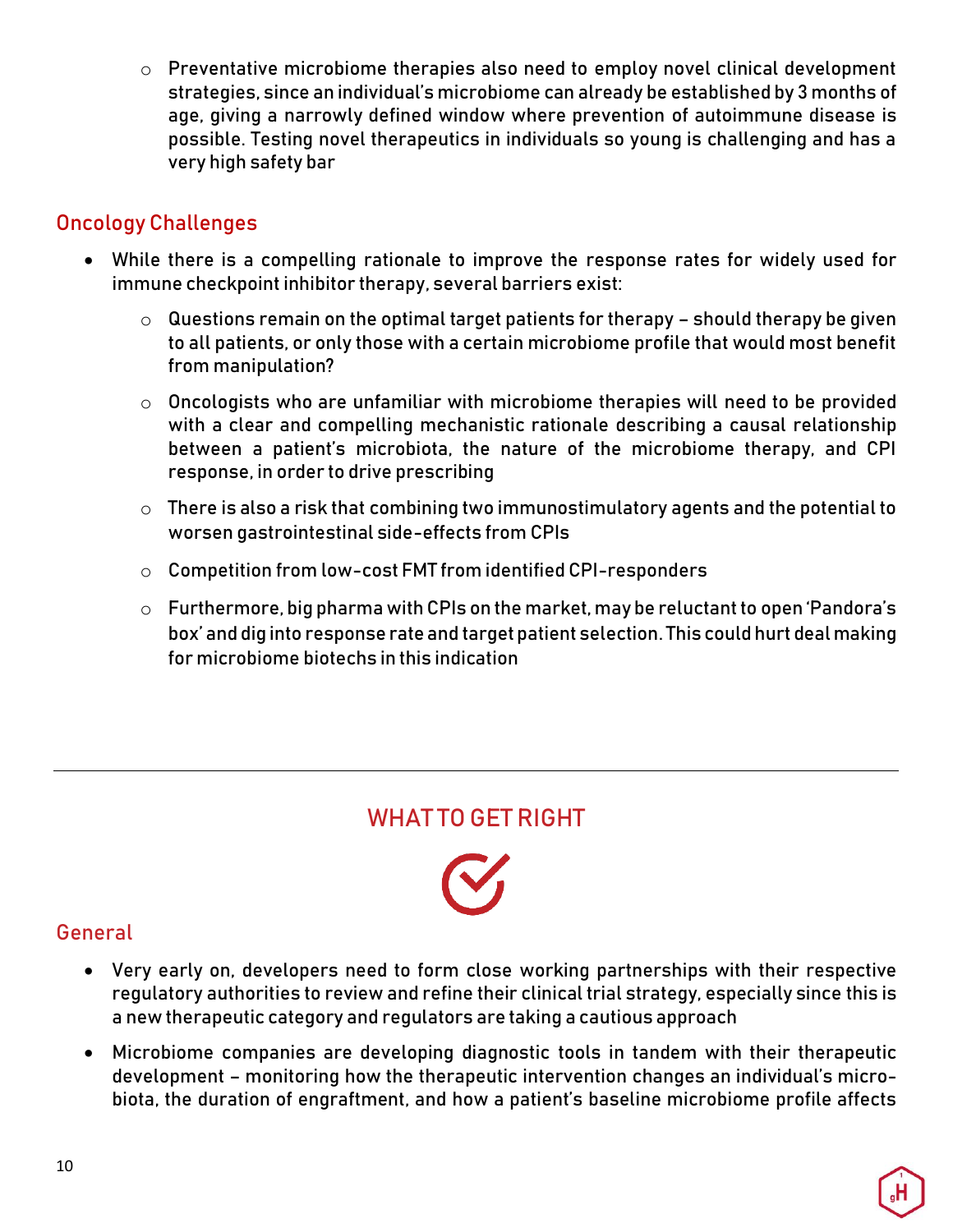- Preventative microbiome therapies also need to employ novel clinical development strategies, since an individual's microbiome can already be established by 3 months of age, giving a narrowly defined window where prevention of autoimmune disease is possible. Testing novel therapeutics in individuals so young is challenging and has a very high safety bar

## Oncology Challenges

- While there is a compelling rationale to improve the response rates for widely used for immune checkpoint inhibitor therapy, several barriers exist:
  - Questions remain on the optimal target patients for therapy – should therapy be given to all patients, or only those with a certain microbiome profile that would most benefit from manipulation?
  - Oncologists who are unfamiliar with microbiome therapies will need to be provided with a clear and compelling mechanistic rationale describing a causal relationship between a patient's microbiota, the nature of the microbiome therapy, and CPI response, in order to drive prescribing
  - There is also a risk that combining two immunostimulatory agents and the potential to worsen gastrointestinal side-effects from CPIs
  - Competition from low-cost FMT from identified CPI-responders
  - Furthermore, big pharma with CPIs on the market, may be reluctant to open 'Pandora's box' and dig into response rate and target patient selection. This could hurt deal making for microbiome biotechs in this indication

---

# WHAT TO GET RIGHT

## General

- Very early on, developers need to form close working partnerships with their respective regulatory authorities to review and refine their clinical trial strategy, especially since this is a new therapeutic category and regulators are taking a cautious approach
- Microbiome companies are developing diagnostic tools in tandem with their therapeutic development – monitoring how the therapeutic intervention changes an individual's micro-biota, the duration of engraftment, and how a patient's baseline microbiome profile affects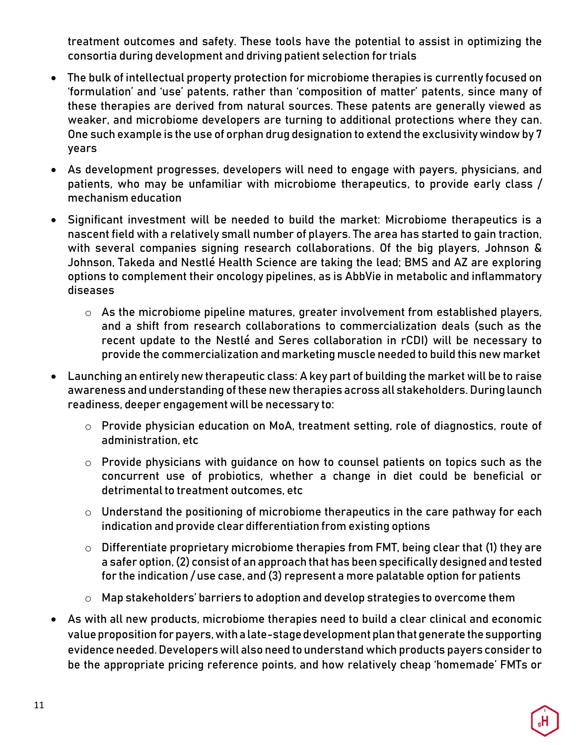treatment outcomes and safety. These tools have the potential to assist in optimizing the consortia during development and driving patient selection for trials

- The bulk of intellectual property protection for microbiome therapies is currently focused on 'formulation' and 'use' patents, rather than 'composition of matter' patents, since many of these therapies are derived from natural sources. These patents are generally viewed as weaker, and microbiome developers are turning to additional protections where they can. One such example is the use of orphan drug designation to extend the exclusivity window by 7 years
- As development progresses, developers will need to engage with payers, physicians, and patients, who may be unfamiliar with microbiome therapeutics, to provide early class / mechanism education
- Significant investment will be needed to build the market: Microbiome therapeutics is a nascent field with a relatively small number of players. The area has started to gain traction, with several companies signing research collaborations. Of the big players, Johnson & Johnson, Takeda and Nestlé Health Science are taking the lead; BMS and AZ are exploring options to complement their oncology pipelines, as is AbbVie in metabolic and inflammatory diseases
    - As the microbiome pipeline matures, greater involvement from established players, and a shift from research collaborations to commercialization deals (such as the recent update to the Nestlé and Seres collaboration in rCDI) will be necessary to provide the commercialization and marketing muscle needed to build this new market
- Launching an entirely new therapeutic class: A key part of building the market will be to raise awareness and understanding of these new therapies across all stakeholders. During launch readiness, deeper engagement will be necessary to:
    - Provide physician education on MoA, treatment setting, role of diagnostics, route of administration, etc
    - Provide physicians with guidance on how to counsel patients on topics such as the concurrent use of probiotics, whether a change in diet could be beneficial or detrimental to treatment outcomes, etc
    - Understand the positioning of microbiome therapeutics in the care pathway for each indication and provide clear differentiation from existing options
    - Differentiate proprietary microbiome therapies from FMT, being clear that (1) they are a safer option, (2) consist of an approach that has been specifically designed and tested for the indication / use case, and (3) represent a more palatable option for patients
    - Map stakeholders' barriers to adoption and develop strategies to overcome them
- As with all new products, microbiome therapies need to build a clear clinical and economic value proposition for payers, with a late-stage development plan that generate the supporting evidence needed. Developers will also need to understand which products payers consider to be the appropriate pricing reference points, and how relatively cheap 'homemade' FMTs or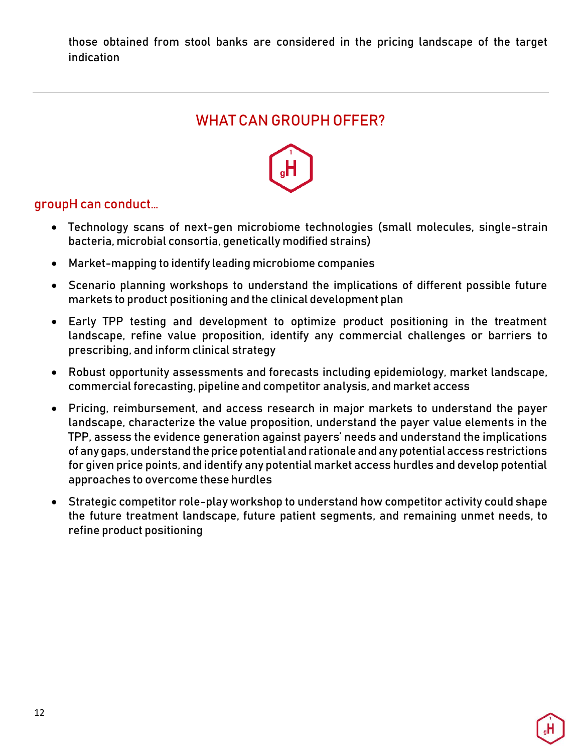those obtained from stool banks are considered in the pricing landscape of the target indication

---

## WHAT CAN GROUPH OFFER?

### groupH can conduct…

- Technology scans of next-gen microbiome technologies (small molecules, single-strain bacteria, microbial consortia, genetically modified strains)
- Market-mapping to identify leading microbiome companies
- Scenario planning workshops to understand the implications of different possible future markets to product positioning and the clinical development plan
- Early TPP testing and development to optimize product positioning in the treatment landscape, refine value proposition, identify any commercial challenges or barriers to prescribing, and inform clinical strategy
- Robust opportunity assessments and forecasts including epidemiology, market landscape, commercial forecasting, pipeline and competitor analysis, and market access
- Pricing, reimbursement, and access research in major markets to understand the payer landscape, characterize the value proposition, understand the payer value elements in the TPP, assess the evidence generation against payers' needs and understand the implications of any gaps, understand the price potential and rationale and any potential access restrictions for given price points, and identify any potential market access hurdles and develop potential approaches to overcome these hurdles
- Strategic competitor role-play workshop to understand how competitor activity could shape the future treatment landscape, future patient segments, and remaining unmet needs, to refine product positioning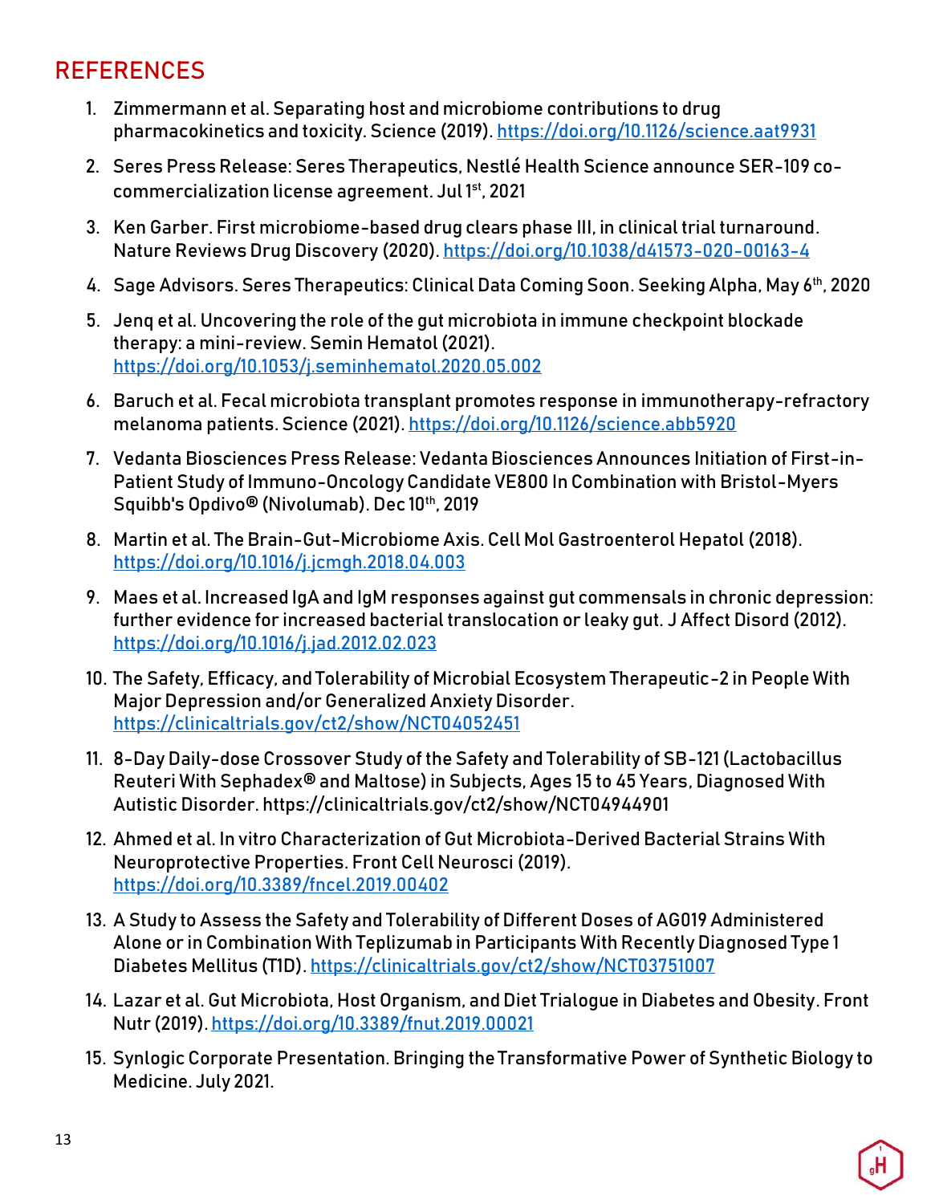## REFERENCES

1. Zimmermann et al. Separating host and microbiome contributions to drug pharmacokinetics and toxicity. Science (2019). https://doi.org/10.1126/science.aat9931
2. Seres Press Release: Seres Therapeutics, Nestlé Health Science announce SER-109 co-commercialization license agreement. Jul 1st, 2021
3. Ken Garber. First microbiome-based drug clears phase III, in clinical trial turnaround. Nature Reviews Drug Discovery (2020). https://doi.org/10.1038/d41573-020-00163-4
4. Sage Advisors. Seres Therapeutics: Clinical Data Coming Soon. Seeking Alpha, May 6th, 2020
5. Jenq et al. Uncovering the role of the gut microbiota in immune checkpoint blockade therapy: a mini-review. Semin Hematol (2021). https://doi.org/10.1053/j.seminhematol.2020.05.002
6. Baruch et al. Fecal microbiota transplant promotes response in immunotherapy-refractory melanoma patients. Science (2021). https://doi.org/10.1126/science.abb5920
7. Vedanta Biosciences Press Release: Vedanta Biosciences Announces Initiation of First-in-Patient Study of Immuno-Oncology Candidate VE800 In Combination with Bristol-Myers Squibb's Opdivo® (Nivolumab). Dec 10th, 2019
8. Martin et al. The Brain-Gut-Microbiome Axis. Cell Mol Gastroenterol Hepatol (2018). https://doi.org/10.1016/j.jcmgh.2018.04.003
9. Maes et al. Increased IgA and IgM responses against gut commensals in chronic depression: further evidence for increased bacterial translocation or leaky gut. J Affect Disord (2012). https://doi.org/10.1016/j.jad.2012.02.023
10. The Safety, Efficacy, and Tolerability of Microbial Ecosystem Therapeutic-2 in People With Major Depression and/or Generalized Anxiety Disorder. https://clinicaltrials.gov/ct2/show/NCT04052451
11. 8-Day Daily-dose Crossover Study of the Safety and Tolerability of SB-121 (Lactobacillus Reuteri With Sephadex® and Maltose) in Subjects, Ages 15 to 45 Years, Diagnosed With Autistic Disorder. https://clinicaltrials.gov/ct2/show/NCT04944901
12. Ahmed et al. In vitro Characterization of Gut Microbiota-Derived Bacterial Strains With Neuroprotective Properties. Front Cell Neurosci (2019). https://doi.org/10.3389/fncel.2019.00402
13. A Study to Assess the Safety and Tolerability of Different Doses of AG019 Administered Alone or in Combination With Teplizumab in Participants With Recently Diagnosed Type 1 Diabetes Mellitus (T1D). https://clinicaltrials.gov/ct2/show/NCT03751007
14. Lazar et al. Gut Microbiota, Host Organism, and Diet Trialogue in Diabetes and Obesity. Front Nutr (2019). https://doi.org/10.3389/fnut.2019.00021
15. Synlogic Corporate Presentation. Bringing the Transformative Power of Synthetic Biology to Medicine. July 2021.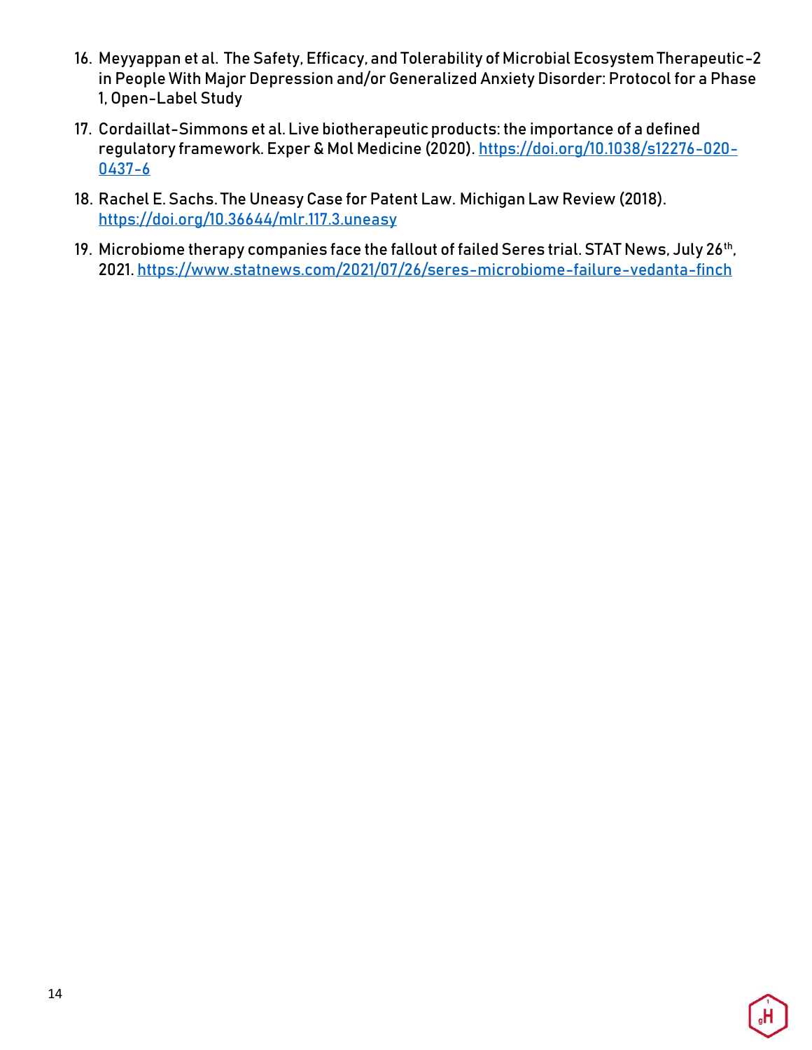16. Meyyappan et al. The Safety, Efficacy, and Tolerability of Microbial Ecosystem Therapeutic-2 in People With Major Depression and/or Generalized Anxiety Disorder: Protocol for a Phase 1, Open-Label Study
17. Cordaillat-Simmons et al. Live biotherapeutic products: the importance of a defined regulatory framework. Exper & Mol Medicine (2020). https://doi.org/10.1038/s12276-020-0437-6
18. Rachel E. Sachs. The Uneasy Case for Patent Law. Michigan Law Review (2018). https://doi.org/10.36644/mlr.117.3.uneasy
19. Microbiome therapy companies face the fallout of failed Seres trial. STAT News, July 26th, 2021. https://www.statnews.com/2021/07/26/seres-microbiome-failure-vedanta-finch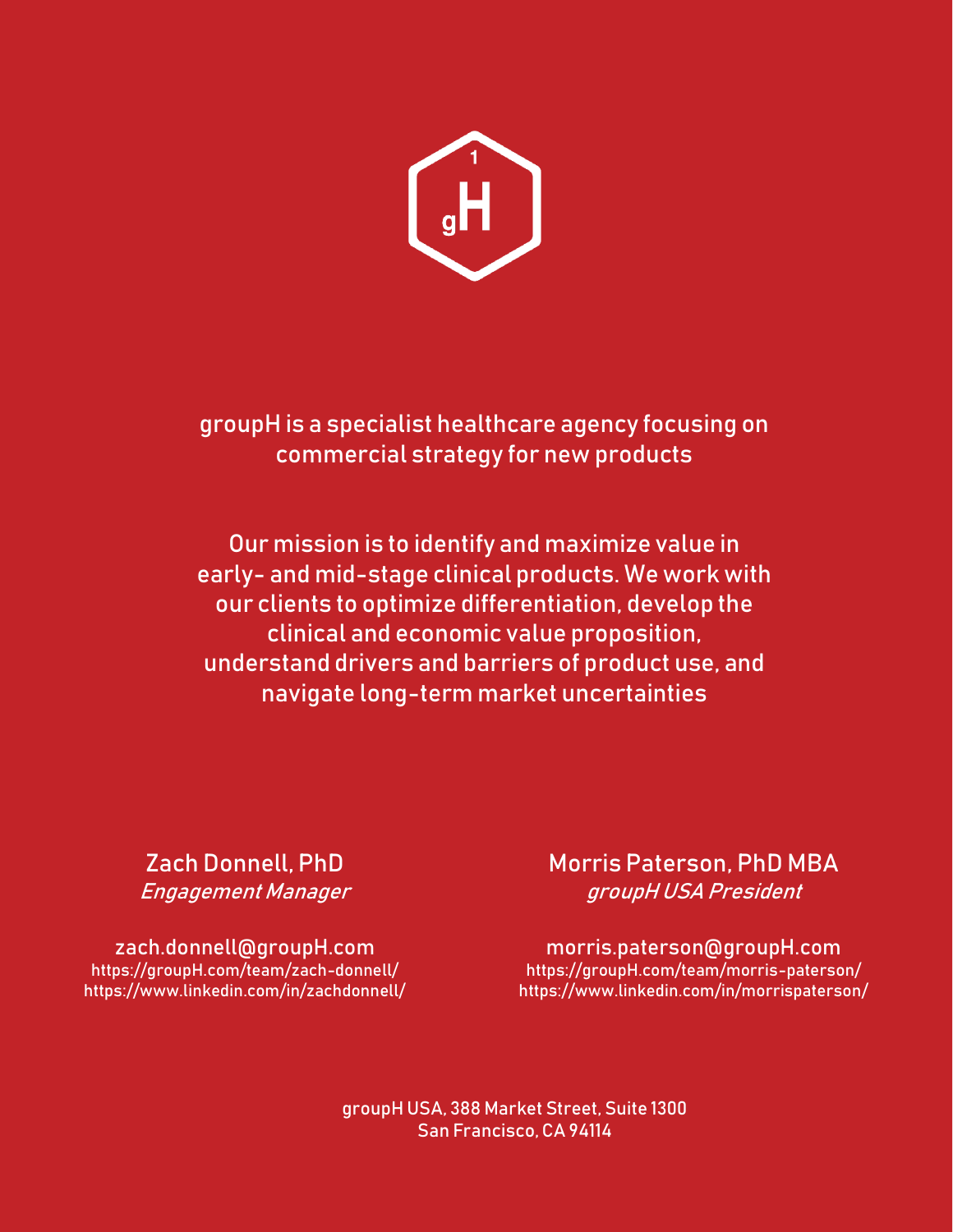groupH is a specialist healthcare agency focusing on commercial strategy for new products

Our mission is to identify and maximize value in early- and mid-stage clinical products. We work with our clients to optimize differentiation, develop the clinical and economic value proposition, understand drivers and barriers of product use, and navigate long-term market uncertainties

Zach Donnell, PhD
*Engagement Manager*

zach.donnell@groupH.com
https://groupH.com/team/zach-donnell/
https://www.linkedin.com/in/zachdonnell/

Morris Paterson, PhD MBA
*groupH USA President*

morris.paterson@groupH.com
https://groupH.com/team/morris-paterson/
https://www.linkedin.com/in/morrispaterson/

groupH USA, 388 Market Street, Suite 1300
San Francisco, CA 94114